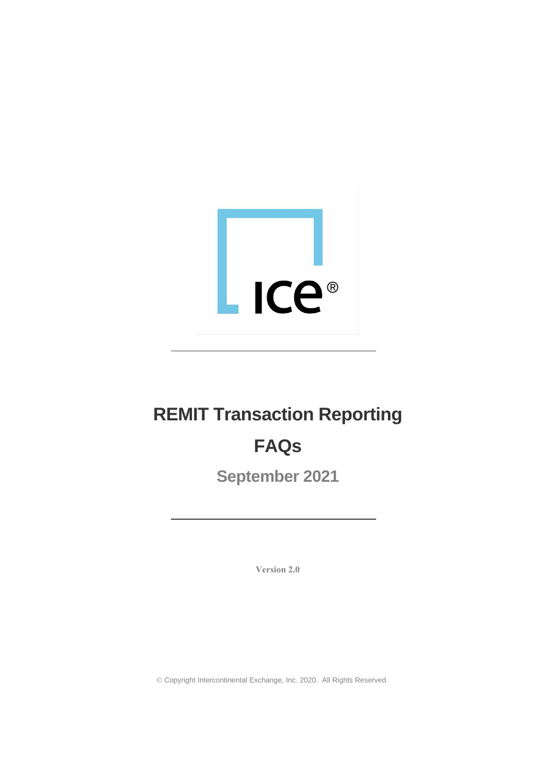# REMIT Transaction Reporting

# FAQs

## September 2021

Version 2.0

© Copyright Intercontinental Exchange, Inc. 2020. All Rights Reserved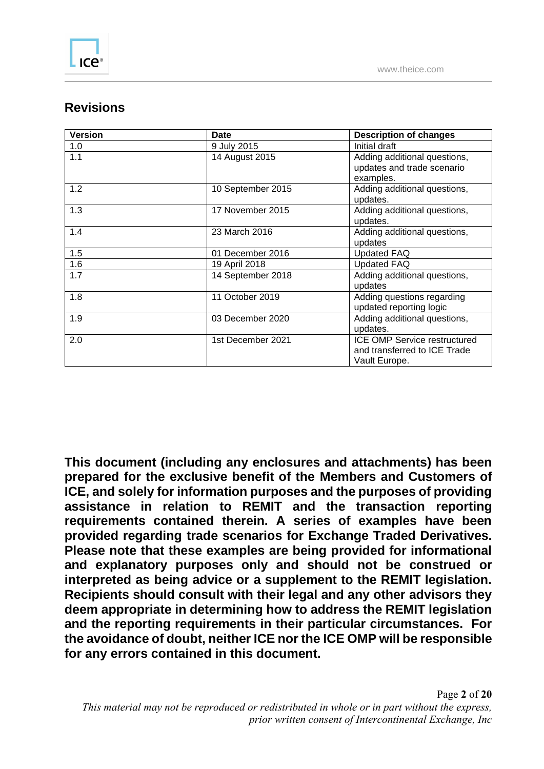## Revisions

| Version | Date | Description of changes |
|---|---|---|
| 1.0 | 9 July 2015 | Initial draft |
| 1.1 | 14 August 2015 | Adding additional questions, updates and trade scenario examples. |
| 1.2 | 10 September 2015 | Adding additional questions, updates. |
| 1.3 | 17 November 2015 | Adding additional questions, updates. |
| 1.4 | 23 March 2016 | Adding additional questions, updates |
| 1.5 | 01 December 2016 | Updated FAQ |
| 1.6 | 19 April 2018 | Updated FAQ |
| 1.7 | 14 September 2018 | Adding additional questions, updates |
| 1.8 | 11 October 2019 | Adding questions regarding updated reporting logic |
| 1.9 | 03 December 2020 | Adding additional questions, updates. |
| 2.0 | 1st December 2021 | ICE OMP Service restructured and transferred to ICE Trade Vault Europe. |

**This document (including any enclosures and attachments) has been prepared for the exclusive benefit of the Members and Customers of ICE, and solely for information purposes and the purposes of providing assistance in relation to REMIT and the transaction reporting requirements contained therein. A series of examples have been provided regarding trade scenarios for Exchange Traded Derivatives. Please note that these examples are being provided for informational and explanatory purposes only and should not be construed or interpreted as being advice or a supplement to the REMIT legislation. Recipients should consult with their legal and any other advisors they deem appropriate in determining how to address the REMIT legislation and the reporting requirements in their particular circumstances. For the avoidance of doubt, neither ICE nor the ICE OMP will be responsible for any errors contained in this document.**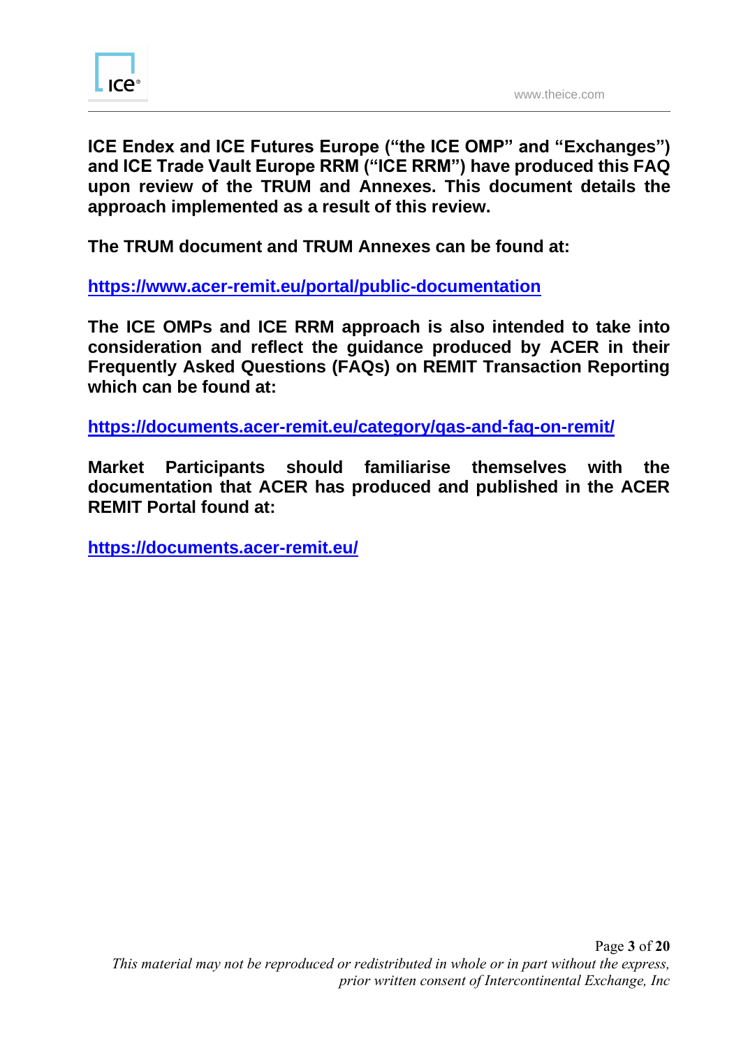**ICE Endex and ICE Futures Europe ("the ICE OMP" and "Exchanges") and ICE Trade Vault Europe RRM ("ICE RRM") have produced this FAQ upon review of the TRUM and Annexes. This document details the approach implemented as a result of this review.**

**The TRUM document and TRUM Annexes can be found at:**

**https://www.acer-remit.eu/portal/public-documentation**

**The ICE OMPs and ICE RRM approach is also intended to take into consideration and reflect the guidance produced by ACER in their Frequently Asked Questions (FAQs) on REMIT Transaction Reporting which can be found at:**

**https://documents.acer-remit.eu/category/qas-and-faq-on-remit/**

**Market Participants should familiarise themselves with the documentation that ACER has produced and published in the ACER REMIT Portal found at:**

**https://documents.acer-remit.eu/**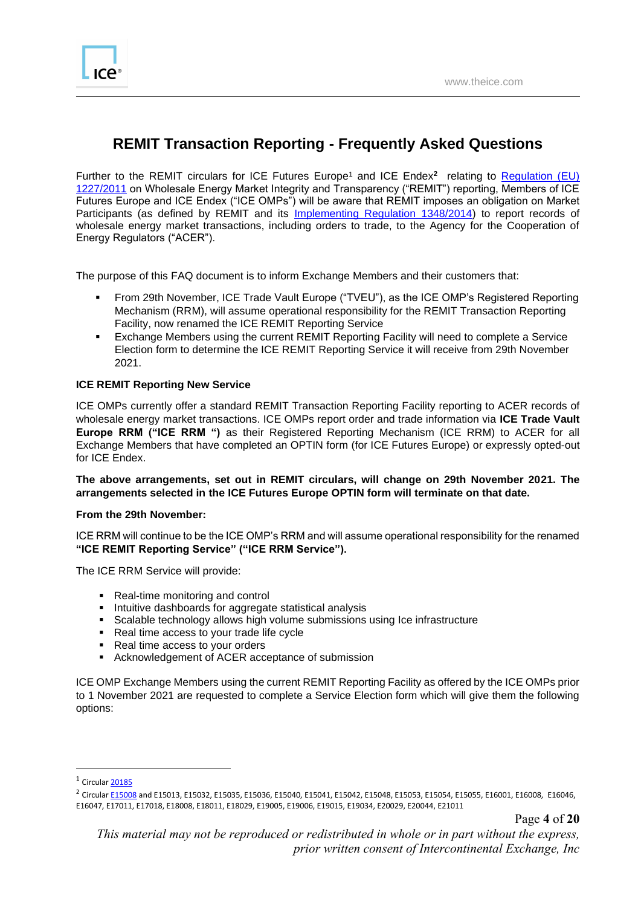# REMIT Transaction Reporting - Frequently Asked Questions

Further to the REMIT circulars for ICE Futures Europe[1] and ICE Endex[2] relating to [Regulation (EU) 1227/2011](https://eur-lex.europa.eu/) on Wholesale Energy Market Integrity and Transparency ("REMIT") reporting, Members of ICE Futures Europe and ICE Endex ("ICE OMPs") will be aware that REMIT imposes an obligation on Market Participants (as defined by REMIT and its Implementing Regulation 1348/2014) to report records of wholesale energy market transactions, including orders to trade, to the Agency for the Cooperation of Energy Regulators ("ACER").

The purpose of this FAQ document is to inform Exchange Members and their customers that:

- From 29th November, ICE Trade Vault Europe ("TVEU"), as the ICE OMP's Registered Reporting Mechanism (RRM), will assume operational responsibility for the REMIT Transaction Reporting Facility, now renamed the ICE REMIT Reporting Service
- Exchange Members using the current REMIT Reporting Facility will need to complete a Service Election form to determine the ICE REMIT Reporting Service it will receive from 29th November 2021.

**ICE REMIT Reporting New Service**

ICE OMPs currently offer a standard REMIT Transaction Reporting Facility reporting to ACER records of wholesale energy market transactions. ICE OMPs report order and trade information via **ICE Trade Vault Europe RRM ("ICE RRM ")** as their Registered Reporting Mechanism (ICE RRM) to ACER for all Exchange Members that have completed an OPTIN form (for ICE Futures Europe) or expressly opted-out for ICE Endex.

**The above arrangements, set out in REMIT circulars, will change on 29th November 2021. The arrangements selected in the ICE Futures Europe OPTIN form will terminate on that date.**

**From the 29th November:**

ICE RRM will continue to be the ICE OMP's RRM and will assume operational responsibility for the renamed **"ICE REMIT Reporting Service" ("ICE RRM Service").**

The ICE RRM Service will provide:

- Real-time monitoring and control
- Intuitive dashboards for aggregate statistical analysis
- Scalable technology allows high volume submissions using Ice infrastructure
- Real time access to your trade life cycle
- Real time access to your orders
- Acknowledgement of ACER acceptance of submission

ICE OMP Exchange Members using the current REMIT Reporting Facility as offered by the ICE OMPs prior to 1 November 2021 are requested to complete a Service Election form which will give them the following options:

---

[1] Circular 20185

[2] Circular E15008 and E15013, E15032, E15035, E15036, E15040, E15041, E15042, E15048, E15053, E15054, E15055, E16001, E16008, E16046, E16047, E17011, E17018, E18008, E18011, E18029, E19005, E19006, E19015, E19034, E20029, E20044, E21011

*This material may not be reproduced or redistributed in whole or in part without the express, prior written consent of Intercontinental Exchange, Inc*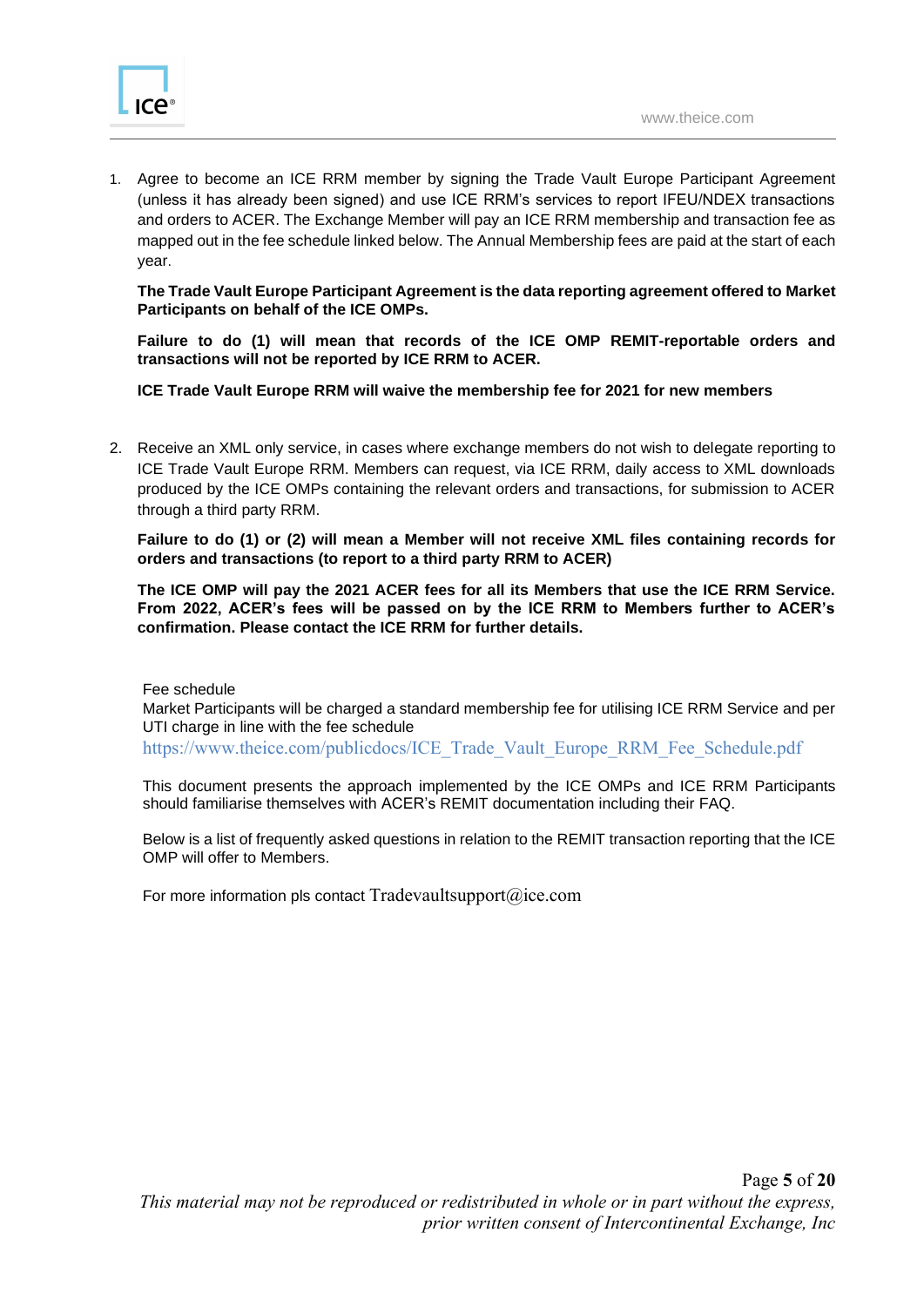1. Agree to become an ICE RRM member by signing the Trade Vault Europe Participant Agreement (unless it has already been signed) and use ICE RRM's services to report IFEU/NDEX transactions and orders to ACER. The Exchange Member will pay an ICE RRM membership and transaction fee as mapped out in the fee schedule linked below. The Annual Membership fees are paid at the start of each year.

   **The Trade Vault Europe Participant Agreement is the data reporting agreement offered to Market Participants on behalf of the ICE OMPs.**

   **Failure to do (1) will mean that records of the ICE OMP REMIT-reportable orders and transactions will not be reported by ICE RRM to ACER.**

   **ICE Trade Vault Europe RRM will waive the membership fee for 2021 for new members**

2. Receive an XML only service, in cases where exchange members do not wish to delegate reporting to ICE Trade Vault Europe RRM. Members can request, via ICE RRM, daily access to XML downloads produced by the ICE OMPs containing the relevant orders and transactions, for submission to ACER through a third party RRM.

   **Failure to do (1) or (2) will mean a Member will not receive XML files containing records for orders and transactions (to report to a third party RRM to ACER)**

   **The ICE OMP will pay the 2021 ACER fees for all its Members that use the ICE RRM Service. From 2022, ACER's fees will be passed on by the ICE RRM to Members further to ACER's confirmation. Please contact the ICE RRM for further details.**

Fee schedule
Market Participants will be charged a standard membership fee for utilising ICE RRM Service and per UTI charge in line with the fee schedule
https://www.theice.com/publicdocs/ICE_Trade_Vault_Europe_RRM_Fee_Schedule.pdf

This document presents the approach implemented by the ICE OMPs and ICE RRM Participants should familiarise themselves with ACER's REMIT documentation including their FAQ.

Below is a list of frequently asked questions in relation to the REMIT transaction reporting that the ICE OMP will offer to Members.

For more information pls contact Tradevaultsupport@ice.com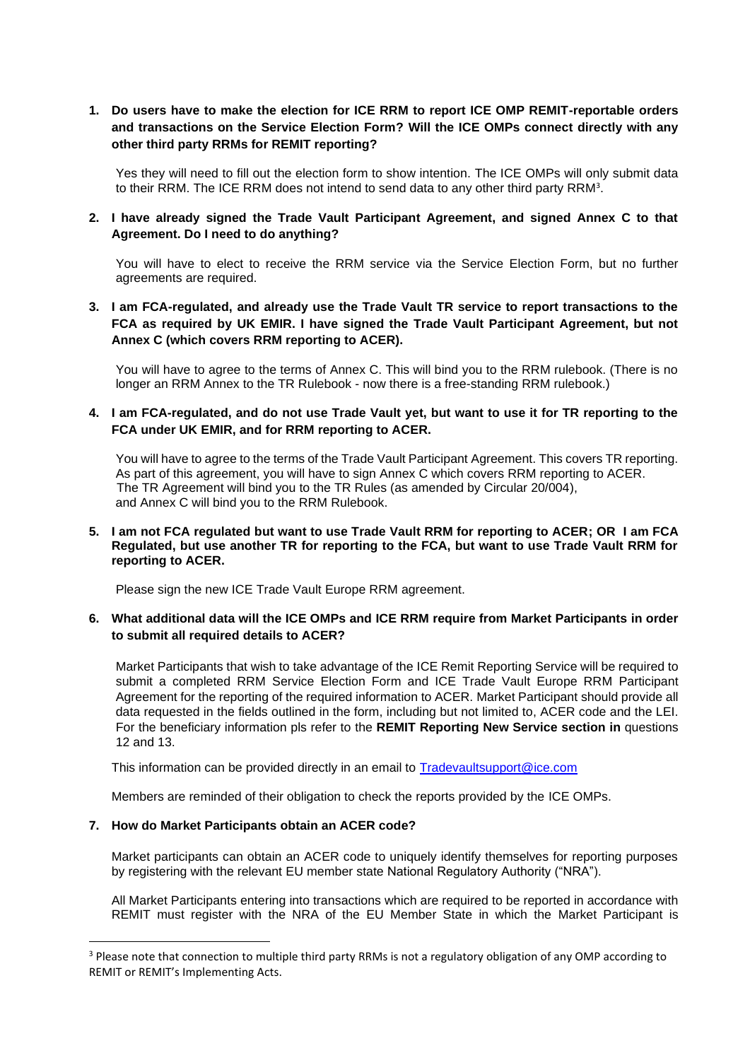**1. Do users have to make the election for ICE RRM to report ICE OMP REMIT-reportable orders and transactions on the Service Election Form? Will the ICE OMPs connect directly with any other third party RRMs for REMIT reporting?**

Yes they will need to fill out the election form to show intention. The ICE OMPs will only submit data to their RRM. The ICE RRM does not intend to send data to any other third party RRM[3].

**2. I have already signed the Trade Vault Participant Agreement, and signed Annex C to that Agreement. Do I need to do anything?**

You will have to elect to receive the RRM service via the Service Election Form, but no further agreements are required.

**3. I am FCA-regulated, and already use the Trade Vault TR service to report transactions to the FCA as required by UK EMIR. I have signed the Trade Vault Participant Agreement, but not Annex C (which covers RRM reporting to ACER).**

You will have to agree to the terms of Annex C. This will bind you to the RRM rulebook. (There is no longer an RRM Annex to the TR Rulebook - now there is a free-standing RRM rulebook.)

**4. I am FCA-regulated, and do not use Trade Vault yet, but want to use it for TR reporting to the FCA under UK EMIR, and for RRM reporting to ACER.**

You will have to agree to the terms of the Trade Vault Participant Agreement. This covers TR reporting. As part of this agreement, you will have to sign Annex C which covers RRM reporting to ACER. The TR Agreement will bind you to the TR Rules (as amended by Circular 20/004), and Annex C will bind you to the RRM Rulebook.

**5. I am not FCA regulated but want to use Trade Vault RRM for reporting to ACER; OR I am FCA Regulated, but use another TR for reporting to the FCA, but want to use Trade Vault RRM for reporting to ACER.**

Please sign the new ICE Trade Vault Europe RRM agreement.

**6. What additional data will the ICE OMPs and ICE RRM require from Market Participants in order to submit all required details to ACER?**

Market Participants that wish to take advantage of the ICE Remit Reporting Service will be required to submit a completed RRM Service Election Form and ICE Trade Vault Europe RRM Participant Agreement for the reporting of the required information to ACER. Market Participant should provide all data requested in the fields outlined in the form, including but not limited to, ACER code and the LEI. For the beneficiary information pls refer to the **REMIT Reporting New Service section in** questions 12 and 13.

This information can be provided directly in an email to Tradevaultsupport@ice.com

Members are reminded of their obligation to check the reports provided by the ICE OMPs.

**7. How do Market Participants obtain an ACER code?**

Market participants can obtain an ACER code to uniquely identify themselves for reporting purposes by registering with the relevant EU member state National Regulatory Authority ("NRA").

All Market Participants entering into transactions which are required to be reported in accordance with REMIT must register with the NRA of the EU Member State in which the Market Participant is

[3] Please note that connection to multiple third party RRMs is not a regulatory obligation of any OMP according to REMIT or REMIT's Implementing Acts.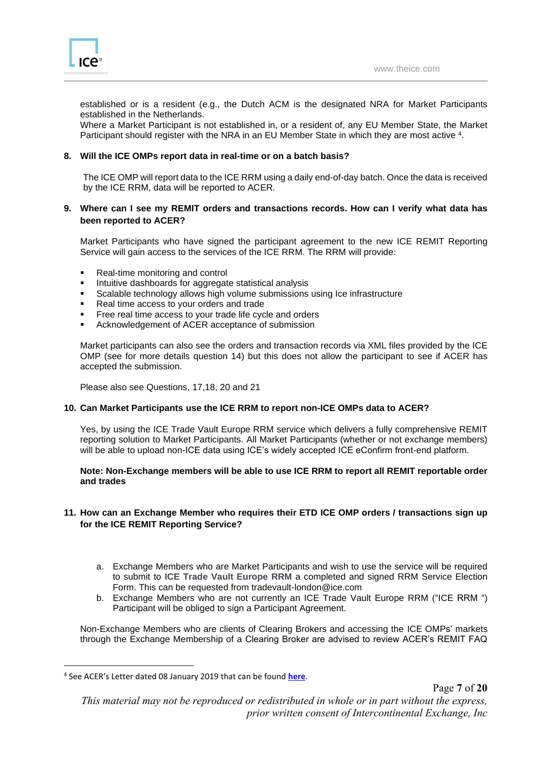established or is a resident (e.g., the Dutch ACM is the designated NRA for Market Participants established in the Netherlands.

Where a Market Participant is not established in, or a resident of, any EU Member State, the Market Participant should register with the NRA in an EU Member State in which they are most active [4].

**8. Will the ICE OMPs report data in real-time or on a batch basis?**

The ICE OMP will report data to the ICE RRM using a daily end-of-day batch. Once the data is received by the ICE RRM, data will be reported to ACER.

**9. Where can I see my REMIT orders and transactions records. How can I verify what data has been reported to ACER?**

Market Participants who have signed the participant agreement to the new ICE REMIT Reporting Service will gain access to the services of the ICE RRM. The RRM will provide:

- Real-time monitoring and control
- Intuitive dashboards for aggregate statistical analysis
- Scalable technology allows high volume submissions using Ice infrastructure
- Real time access to your orders and trade
- Free real time access to your trade life cycle and orders
- Acknowledgement of ACER acceptance of submission

Market participants can also see the orders and transaction records via XML files provided by the ICE OMP (see for more details question 14) but this does not allow the participant to see if ACER has accepted the submission.

Please also see Questions, 17,18, 20 and 21

**10. Can Market Participants use the ICE RRM to report non-ICE OMPs data to ACER?**

Yes, by using the ICE Trade Vault Europe RRM service which delivers a fully comprehensive REMIT reporting solution to Market Participants. All Market Participants (whether or not exchange members) will be able to upload non-ICE data using ICE's widely accepted ICE eConfirm front-end platform.

**Note: Non-Exchange members will be able to use ICE RRM to report all REMIT reportable order and trades**

**11. How can an Exchange Member who requires their ETD ICE OMP orders / transactions sign up for the ICE REMIT Reporting Service?**

a. Exchange Members who are Market Participants and wish to use the service will be required to submit to **ICE Trade Vault Europe RRM** a completed and signed RRM Service Election Form. This can be requested from tradevault-london@ice.com
b. Exchange Members who are not currently an ICE Trade Vault Europe RRM ("ICE RRM ") Participant will be obliged to sign a Participant Agreement.

Non-Exchange Members who are clients of Clearing Brokers and accessing the ICE OMPs' markets through the Exchange Membership of a Clearing Broker are advised to review ACER's REMIT FAQ

[4] See ACER's Letter dated 08 January 2019 that can be found **here**.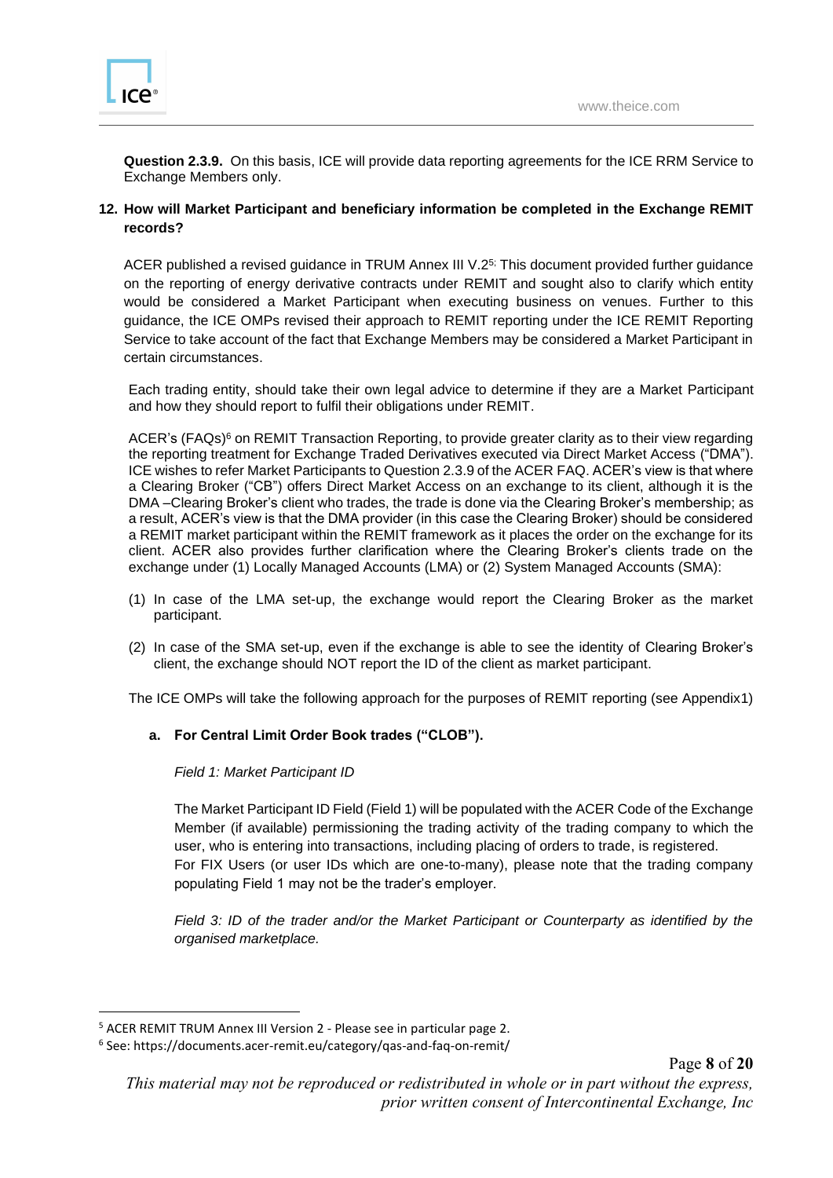**Question 2.3.9.** On this basis, ICE will provide data reporting agreements for the ICE RRM Service to Exchange Members only.

**12. How will Market Participant and beneficiary information be completed in the Exchange REMIT records?**

ACER published a revised guidance in TRUM Annex III V.2[5]; This document provided further guidance on the reporting of energy derivative contracts under REMIT and sought also to clarify which entity would be considered a Market Participant when executing business on venues. Further to this guidance, the ICE OMPs revised their approach to REMIT reporting under the ICE REMIT Reporting Service to take account of the fact that Exchange Members may be considered a Market Participant in certain circumstances.

Each trading entity, should take their own legal advice to determine if they are a Market Participant and how they should report to fulfil their obligations under REMIT.

ACER's (FAQs)[6] on REMIT Transaction Reporting, to provide greater clarity as to their view regarding the reporting treatment for Exchange Traded Derivatives executed via Direct Market Access ("DMA"). ICE wishes to refer Market Participants to Question 2.3.9 of the ACER FAQ. ACER's view is that where a Clearing Broker ("CB") offers Direct Market Access on an exchange to its client, although it is the DMA –Clearing Broker's client who trades, the trade is done via the Clearing Broker's membership; as a result, ACER's view is that the DMA provider (in this case the Clearing Broker) should be considered a REMIT market participant within the REMIT framework as it places the order on the exchange for its client. ACER also provides further clarification where the Clearing Broker's clients trade on the exchange under (1) Locally Managed Accounts (LMA) or (2) System Managed Accounts (SMA):

(1) In case of the LMA set-up, the exchange would report the Clearing Broker as the market participant.

(2) In case of the SMA set-up, even if the exchange is able to see the identity of Clearing Broker's client, the exchange should NOT report the ID of the client as market participant.

The ICE OMPs will take the following approach for the purposes of REMIT reporting (see Appendix1)

**a. For Central Limit Order Book trades ("CLOB").**

*Field 1: Market Participant ID*

The Market Participant ID Field (Field 1) will be populated with the ACER Code of the Exchange Member (if available) permissioning the trading activity of the trading company to which the user, who is entering into transactions, including placing of orders to trade, is registered.
For FIX Users (or user IDs which are one-to-many), please note that the trading company populating Field 1 may not be the trader's employer.

*Field 3: ID of the trader and/or the Market Participant or Counterparty as identified by the organised marketplace.*

---

[5] ACER REMIT TRUM Annex III Version 2 - Please see in particular page 2.

[6] See: https://documents.acer-remit.eu/category/qas-and-faq-on-remit/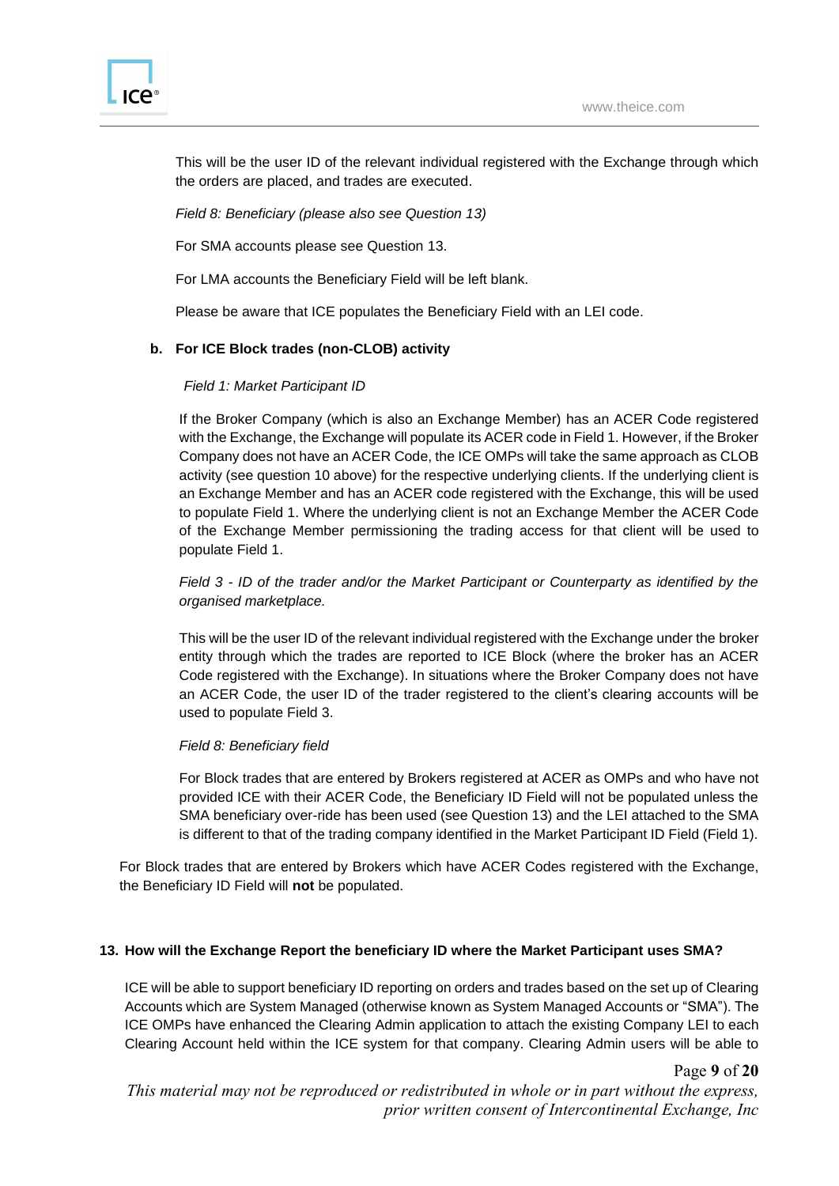This will be the user ID of the relevant individual registered with the Exchange through which the orders are placed, and trades are executed.

*Field 8: Beneficiary (please also see Question 13)*

For SMA accounts please see Question 13.

For LMA accounts the Beneficiary Field will be left blank.

Please be aware that ICE populates the Beneficiary Field with an LEI code.

**b. For ICE Block trades (non-CLOB) activity**

*Field 1: Market Participant ID*

If the Broker Company (which is also an Exchange Member) has an ACER Code registered with the Exchange, the Exchange will populate its ACER code in Field 1. However, if the Broker Company does not have an ACER Code, the ICE OMPs will take the same approach as CLOB activity (see question 10 above) for the respective underlying clients. If the underlying client is an Exchange Member and has an ACER code registered with the Exchange, this will be used to populate Field 1. Where the underlying client is not an Exchange Member the ACER Code of the Exchange Member permissioning the trading access for that client will be used to populate Field 1.

*Field 3 - ID of the trader and/or the Market Participant or Counterparty as identified by the organised marketplace.*

This will be the user ID of the relevant individual registered with the Exchange under the broker entity through which the trades are reported to ICE Block (where the broker has an ACER Code registered with the Exchange). In situations where the Broker Company does not have an ACER Code, the user ID of the trader registered to the client's clearing accounts will be used to populate Field 3.

*Field 8: Beneficiary field*

For Block trades that are entered by Brokers registered at ACER as OMPs and who have not provided ICE with their ACER Code, the Beneficiary ID Field will not be populated unless the SMA beneficiary over-ride has been used (see Question 13) and the LEI attached to the SMA is different to that of the trading company identified in the Market Participant ID Field (Field 1).

For Block trades that are entered by Brokers which have ACER Codes registered with the Exchange, the Beneficiary ID Field will **not** be populated.

**13. How will the Exchange Report the beneficiary ID where the Market Participant uses SMA?**

ICE will be able to support beneficiary ID reporting on orders and trades based on the set up of Clearing Accounts which are System Managed (otherwise known as System Managed Accounts or "SMA"). The ICE OMPs have enhanced the Clearing Admin application to attach the existing Company LEI to each Clearing Account held within the ICE system for that company. Clearing Admin users will be able to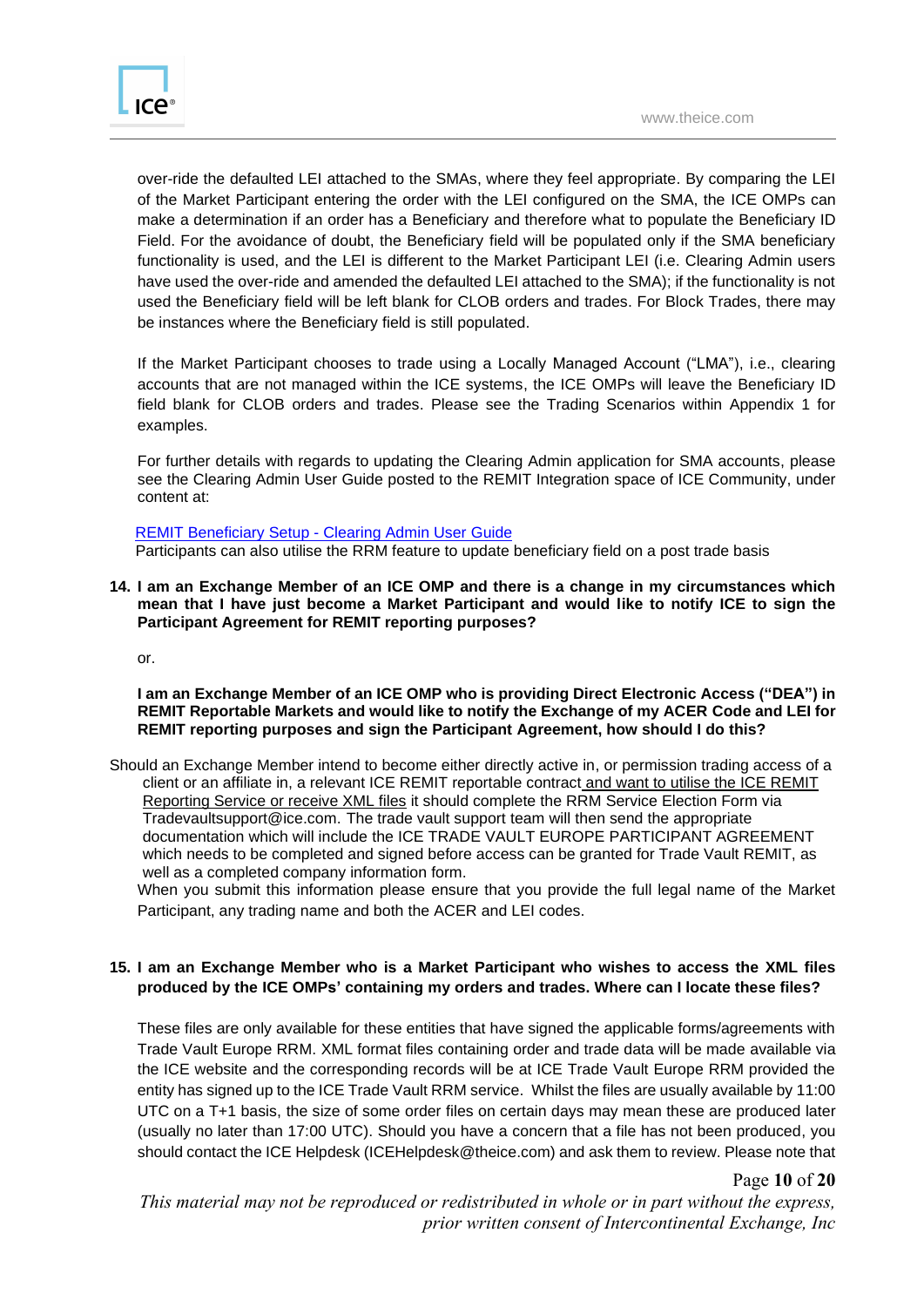over-ride the defaulted LEI attached to the SMAs, where they feel appropriate. By comparing the LEI of the Market Participant entering the order with the LEI configured on the SMA, the ICE OMPs can make a determination if an order has a Beneficiary and therefore what to populate the Beneficiary ID Field. For the avoidance of doubt, the Beneficiary field will be populated only if the SMA beneficiary functionality is used, and the LEI is different to the Market Participant LEI (i.e. Clearing Admin users have used the over-ride and amended the defaulted LEI attached to the SMA); if the functionality is not used the Beneficiary field will be left blank for CLOB orders and trades. For Block Trades, there may be instances where the Beneficiary field is still populated.

If the Market Participant chooses to trade using a Locally Managed Account ("LMA"), i.e., clearing accounts that are not managed within the ICE systems, the ICE OMPs will leave the Beneficiary ID field blank for CLOB orders and trades. Please see the Trading Scenarios within Appendix 1 for examples.

For further details with regards to updating the Clearing Admin application for SMA accounts, please see the Clearing Admin User Guide posted to the REMIT Integration space of ICE Community, under content at:

REMIT Beneficiary Setup - Clearing Admin User Guide
Participants can also utilise the RRM feature to update beneficiary field on a post trade basis

**14. I am an Exchange Member of an ICE OMP and there is a change in my circumstances which mean that I have just become a Market Participant and would like to notify ICE to sign the Participant Agreement for REMIT reporting purposes?**

or.

**I am an Exchange Member of an ICE OMP who is providing Direct Electronic Access ("DEA") in REMIT Reportable Markets and would like to notify the Exchange of my ACER Code and LEI for REMIT reporting purposes and sign the Participant Agreement, how should I do this?**

Should an Exchange Member intend to become either directly active in, or permission trading access of a client or an affiliate in, a relevant ICE REMIT reportable contract and want to utilise the ICE REMIT Reporting Service or receive XML files it should complete the RRM Service Election Form via Tradevaultsupport@ice.com. The trade vault support team will then send the appropriate documentation which will include the ICE TRADE VAULT EUROPE PARTICIPANT AGREEMENT which needs to be completed and signed before access can be granted for Trade Vault REMIT, as well as a completed company information form.

When you submit this information please ensure that you provide the full legal name of the Market Participant, any trading name and both the ACER and LEI codes.

**15. I am an Exchange Member who is a Market Participant who wishes to access the XML files produced by the ICE OMPs' containing my orders and trades. Where can I locate these files?**

These files are only available for these entities that have signed the applicable forms/agreements with Trade Vault Europe RRM. XML format files containing order and trade data will be made available via the ICE website and the corresponding records will be at ICE Trade Vault Europe RRM provided the entity has signed up to the ICE Trade Vault RRM service. Whilst the files are usually available by 11:00 UTC on a T+1 basis, the size of some order files on certain days may mean these are produced later (usually no later than 17:00 UTC). Should you have a concern that a file has not been produced, you should contact the ICE Helpdesk (ICEHelpdesk@theice.com) and ask them to review. Please note that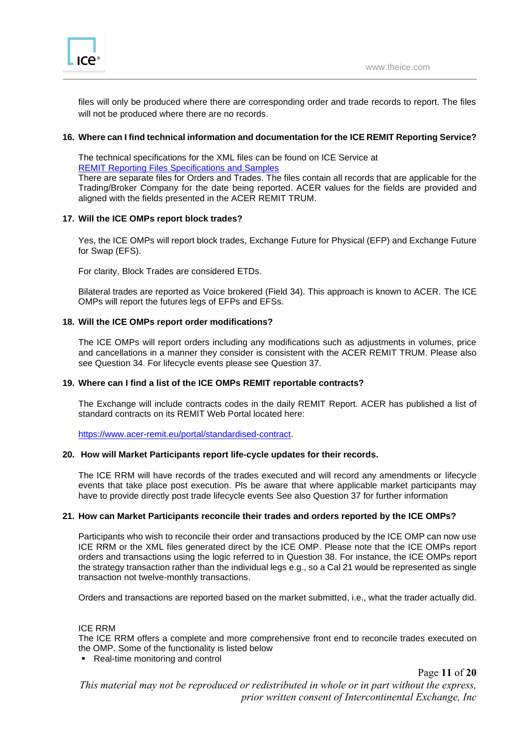files will only be produced where there are corresponding order and trade records to report. The files will not be produced where there are no records.

**16. Where can I find technical information and documentation for the ICE REMIT Reporting Service?**

The technical specifications for the XML files can be found on ICE Service at
[REMIT Reporting Files Specifications and Samples]()
There are separate files for Orders and Trades. The files contain all records that are applicable for the Trading/Broker Company for the date being reported. ACER values for the fields are provided and aligned with the fields presented in the ACER REMIT TRUM.

**17. Will the ICE OMPs report block trades?**

Yes, the ICE OMPs will report block trades, Exchange Future for Physical (EFP) and Exchange Future for Swap (EFS).

For clarity, Block Trades are considered ETDs.

Bilateral trades are reported as Voice brokered (Field 34). This approach is known to ACER. The ICE OMPs will report the futures legs of EFPs and EFSs.

**18. Will the ICE OMPs report order modifications?**

The ICE OMPs will report orders including any modifications such as adjustments in volumes, price and cancellations in a manner they consider is consistent with the ACER REMIT TRUM. Please also see Question 34. For lifecycle events please see Question 37.

**19. Where can I find a list of the ICE OMPs REMIT reportable contracts?**

The Exchange will include contracts codes in the daily REMIT Report. ACER has published a list of standard contracts on its REMIT Web Portal located here:

https://www.acer-remit.eu/portal/standardised-contract.

**20. How will Market Participants report life-cycle updates for their records.**

The ICE RRM will have records of the trades executed and will record any amendments or lifecycle events that take place post execution. Pls be aware that where applicable market participants may have to provide directly post trade lifecycle events See also Question 37 for further information

**21. How can Market Participants reconcile their trades and orders reported by the ICE OMPs?**

Participants who wish to reconcile their order and transactions produced by the ICE OMP can now use ICE RRM or the XML files generated direct by the ICE OMP. Please note that the ICE OMPs report orders and transactions using the logic referred to in Question 38. For instance, the ICE OMPs report the strategy transaction rather than the individual legs e.g., so a Cal 21 would be represented as single transaction not twelve-monthly transactions.

Orders and transactions are reported based on the market submitted, i.e., what the trader actually did.

ICE RRM
The ICE RRM offers a complete and more comprehensive front end to reconcile trades executed on the OMP. Some of the functionality is listed below

- Real-time monitoring and control

*This material may not be reproduced or redistributed in whole or in part without the express, prior written consent of Intercontinental Exchange, Inc*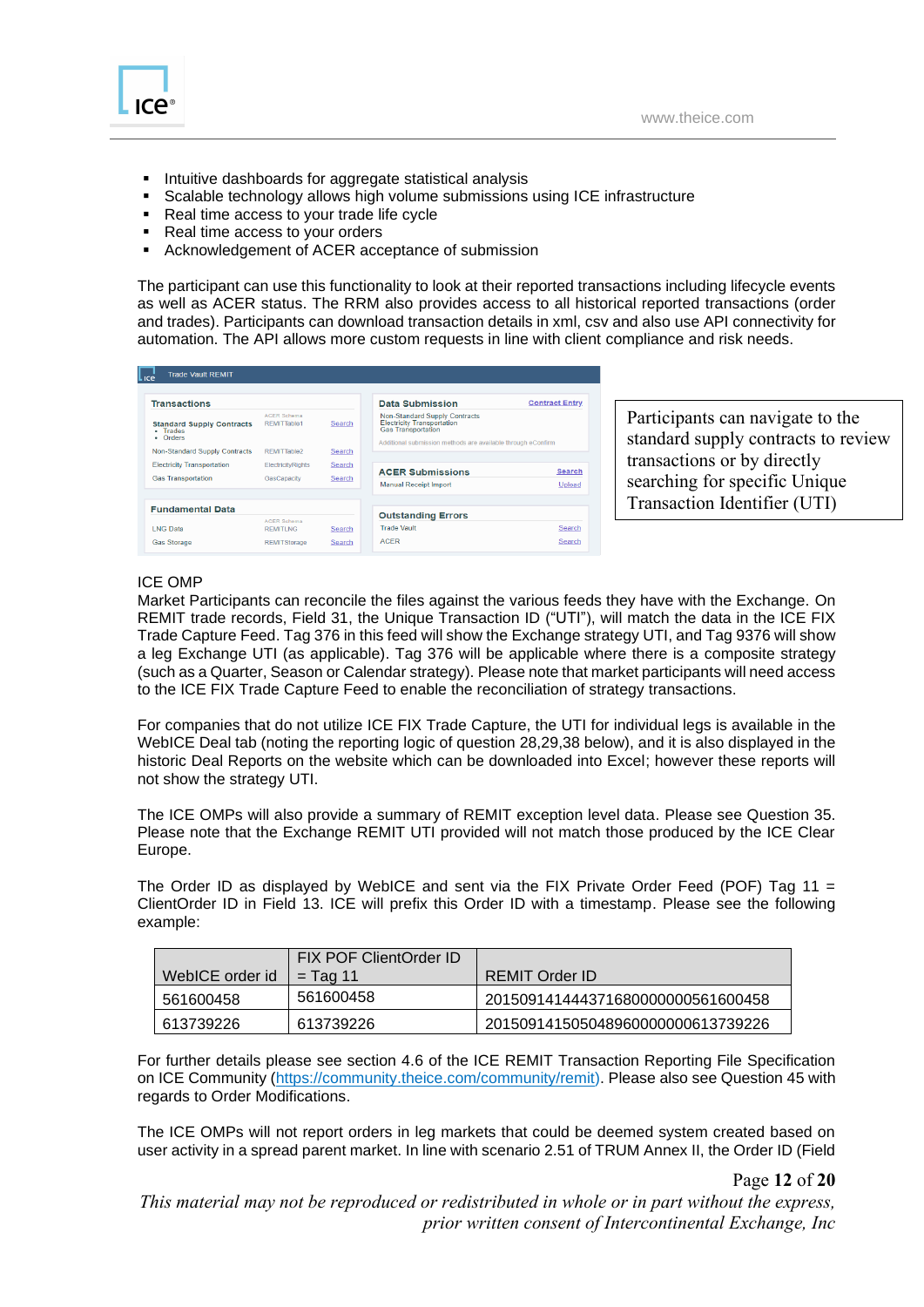- Intuitive dashboards for aggregate statistical analysis
- Scalable technology allows high volume submissions using ICE infrastructure
- Real time access to your trade life cycle
- Real time access to your orders
- Acknowledgement of ACER acceptance of submission

The participant can use this functionality to look at their reported transactions including lifecycle events as well as ACER status. The RRM also provides access to all historical reported transactions (order and trades). Participants can download transaction details in xml, csv and also use API connectivity for automation. The API allows more custom requests in line with client compliance and risk needs.

Participants can navigate to the standard supply contracts to review transactions or by directly searching for specific Unique Transaction Identifier (UTI)

ICE OMP

Market Participants can reconcile the files against the various feeds they have with the Exchange. On REMIT trade records, Field 31, the Unique Transaction ID ("UTI"), will match the data in the ICE FIX Trade Capture Feed. Tag 376 in this feed will show the Exchange strategy UTI, and Tag 9376 will show a leg Exchange UTI (as applicable). Tag 376 will be applicable where there is a composite strategy (such as a Quarter, Season or Calendar strategy). Please note that market participants will need access to the ICE FIX Trade Capture Feed to enable the reconciliation of strategy transactions.

For companies that do not utilize ICE FIX Trade Capture, the UTI for individual legs is available in the WebICE Deal tab (noting the reporting logic of question 28,29,38 below), and it is also displayed in the historic Deal Reports on the website which can be downloaded into Excel; however these reports will not show the strategy UTI.

The ICE OMPs will also provide a summary of REMIT exception level data. Please see Question 35. Please note that the Exchange REMIT UTI provided will not match those produced by the ICE Clear Europe.

The Order ID as displayed by WebICE and sent via the FIX Private Order Feed (POF) Tag 11 = ClientOrder ID in Field 13. ICE will prefix this Order ID with a timestamp. Please see the following example:

| WebICE order id | FIX POF ClientOrder ID = Tag 11 | REMIT Order ID |
|---|---|---|
| 561600458 | 561600458 | 20150914144437168000000000561600458 |
| 613739226 | 613739226 | 20150914150504896000000000613739226 |

For further details please see section 4.6 of the ICE REMIT Transaction Reporting File Specification on ICE Community (https://community.theice.com/community/remit). Please also see Question 45 with regards to Order Modifications.

The ICE OMPs will not report orders in leg markets that could be deemed system created based on user activity in a spread parent market. In line with scenario 2.51 of TRUM Annex II, the Order ID (Field

*This material may not be reproduced or redistributed in whole or in part without the express, prior written consent of Intercontinental Exchange, Inc*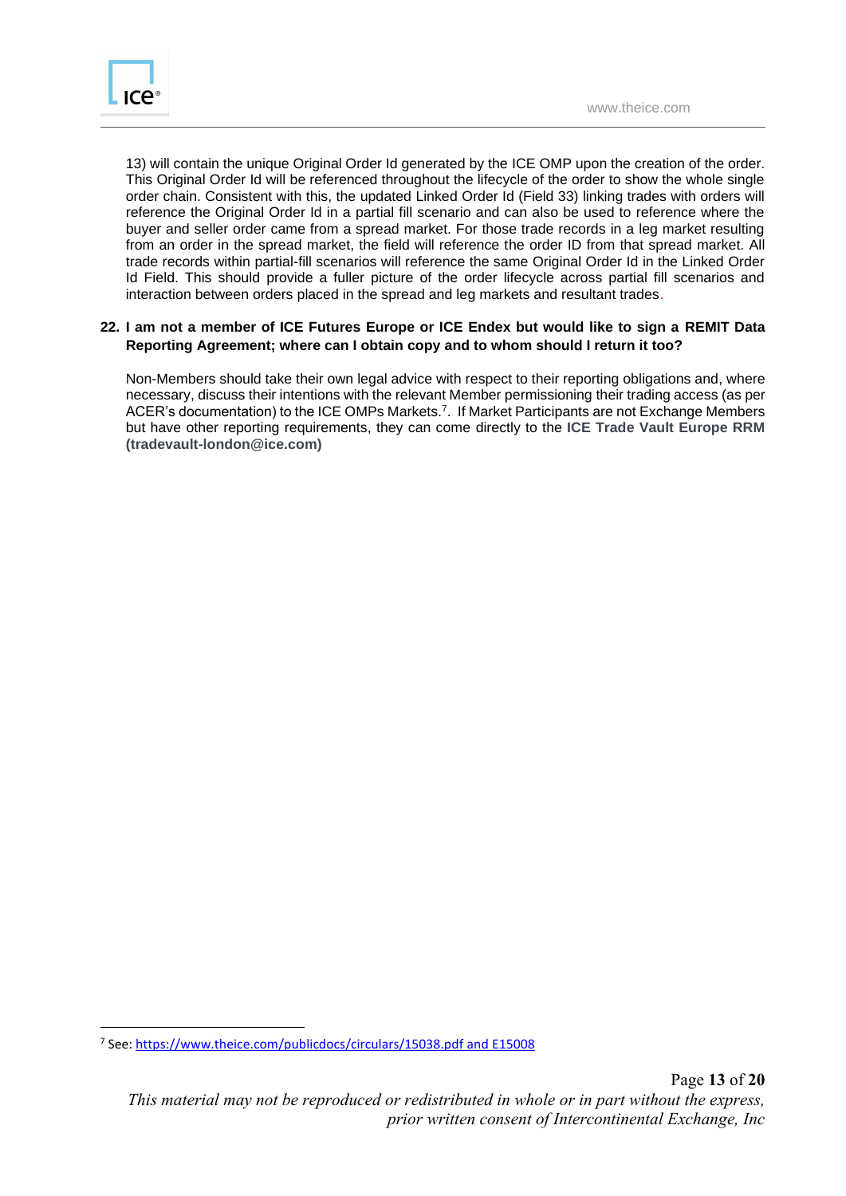13) will contain the unique Original Order Id generated by the ICE OMP upon the creation of the order. This Original Order Id will be referenced throughout the lifecycle of the order to show the whole single order chain. Consistent with this, the updated Linked Order Id (Field 33) linking trades with orders will reference the Original Order Id in a partial fill scenario and can also be used to reference where the buyer and seller order came from a spread market. For those trade records in a leg market resulting from an order in the spread market, the field will reference the order ID from that spread market. All trade records within partial-fill scenarios will reference the same Original Order Id in the Linked Order Id Field. This should provide a fuller picture of the order lifecycle across partial fill scenarios and interaction between orders placed in the spread and leg markets and resultant trades.

**22. I am not a member of ICE Futures Europe or ICE Endex but would like to sign a REMIT Data Reporting Agreement; where can I obtain copy and to whom should I return it too?**

Non-Members should take their own legal advice with respect to their reporting obligations and, where necessary, discuss their intentions with the relevant Member permissioning their trading access (as per ACER's documentation) to the ICE OMPs Markets.[7]. If Market Participants are not Exchange Members but have other reporting requirements, they can come directly to the **ICE Trade Vault Europe RRM (tradevault-london@ice.com)**

[7] See: https://www.theice.com/publicdocs/circulars/15038.pdf and E15008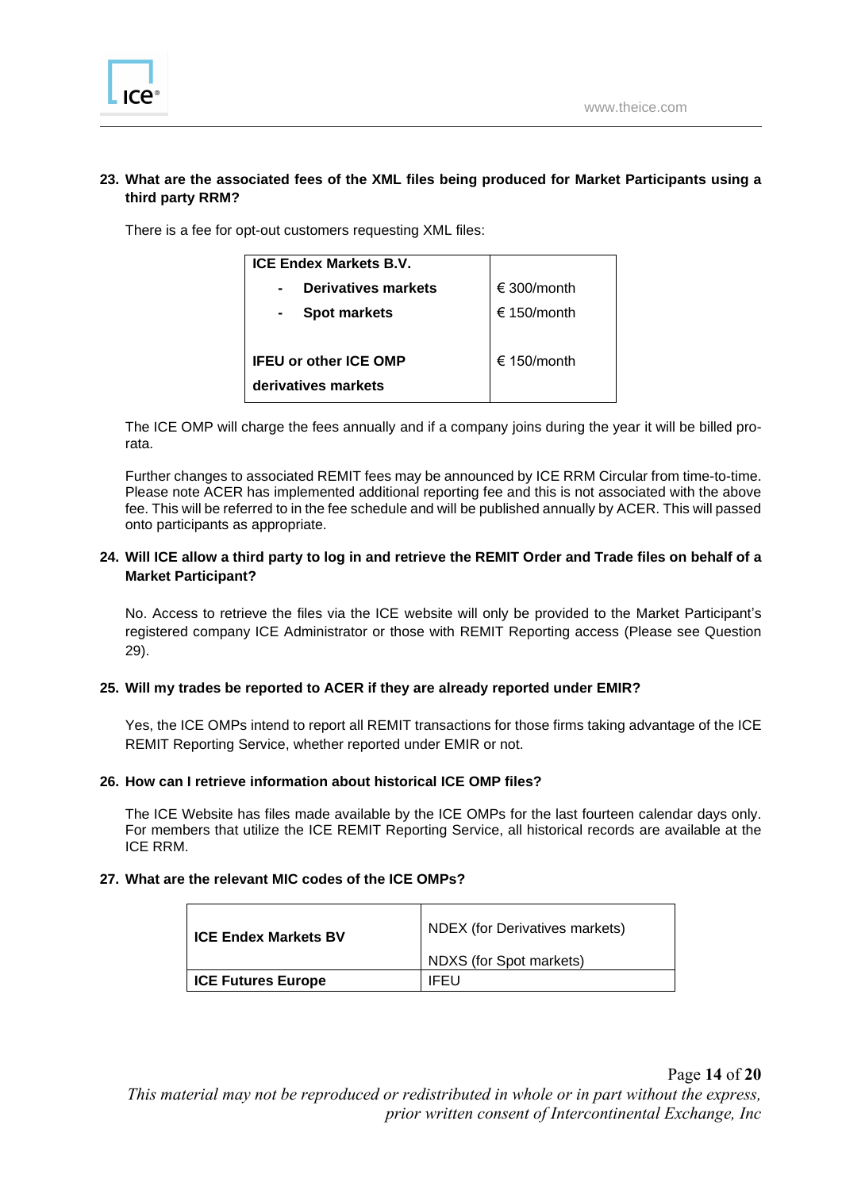**23. What are the associated fees of the XML files being produced for Market Participants using a third party RRM?**

There is a fee for opt-out customers requesting XML files:

| ICE Endex Markets B.V. | |
|---|---|
| - **Derivatives markets** | € 300/month |
| - **Spot markets** | € 150/month |
| **IFEU or other ICE OMP derivatives markets** | € 150/month |

The ICE OMP will charge the fees annually and if a company joins during the year it will be billed pro-rata.

Further changes to associated REMIT fees may be announced by ICE RRM Circular from time-to-time. Please note ACER has implemented additional reporting fee and this is not associated with the above fee. This will be referred to in the fee schedule and will be published annually by ACER. This will passed onto participants as appropriate.

**24. Will ICE allow a third party to log in and retrieve the REMIT Order and Trade files on behalf of a Market Participant?**

No. Access to retrieve the files via the ICE website will only be provided to the Market Participant's registered company ICE Administrator or those with REMIT Reporting access (Please see Question 29).

**25. Will my trades be reported to ACER if they are already reported under EMIR?**

Yes, the ICE OMPs intend to report all REMIT transactions for those firms taking advantage of the ICE REMIT Reporting Service, whether reported under EMIR or not.

**26. How can I retrieve information about historical ICE OMP files?**

The ICE Website has files made available by the ICE OMPs for the last fourteen calendar days only. For members that utilize the ICE REMIT Reporting Service, all historical records are available at the ICE RRM.

**27. What are the relevant MIC codes of the ICE OMPs?**

| | |
|---|---|
| **ICE Endex Markets BV** | NDEX (for Derivatives markets)<br>NDXS (for Spot markets) |
| **ICE Futures Europe** | IFEU |

*This material may not be reproduced or redistributed in whole or in part without the express, prior written consent of Intercontinental Exchange, Inc*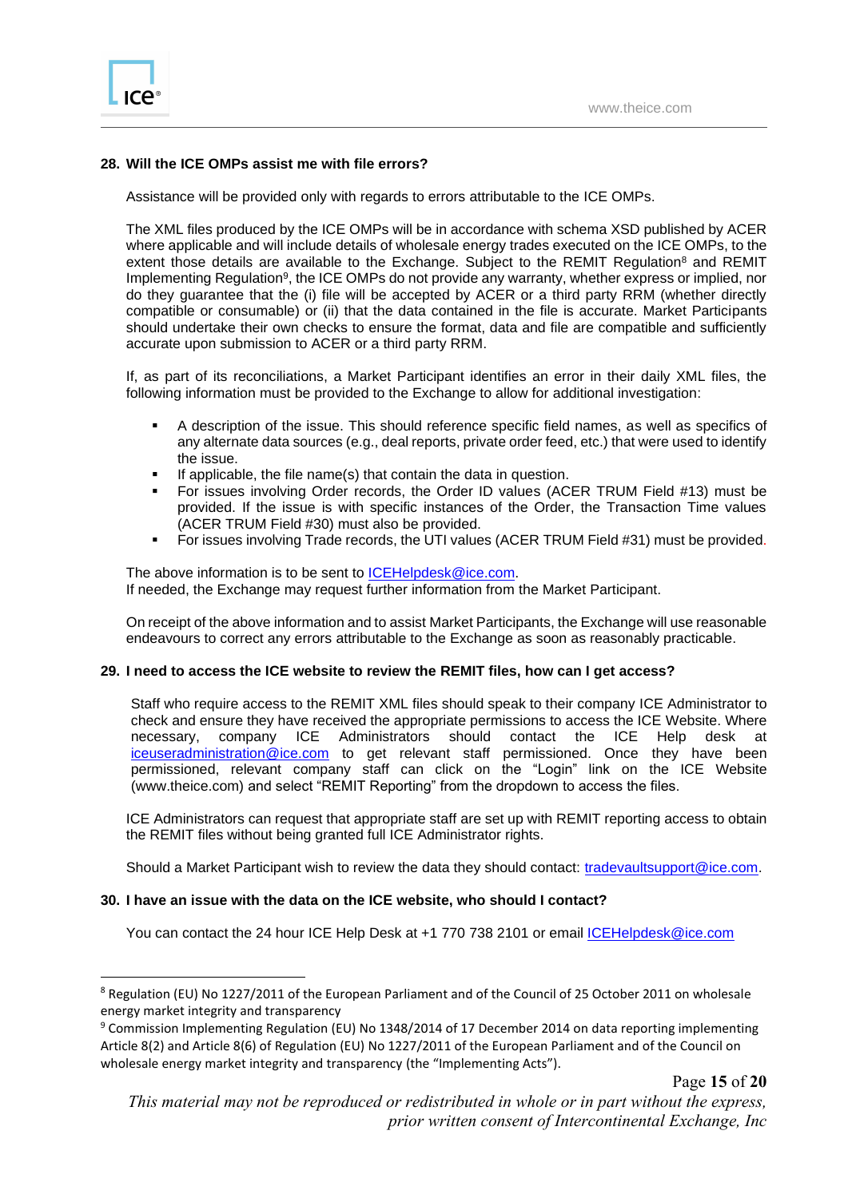**28. Will the ICE OMPs assist me with file errors?**

Assistance will be provided only with regards to errors attributable to the ICE OMPs.

The XML files produced by the ICE OMPs will be in accordance with schema XSD published by ACER where applicable and will include details of wholesale energy trades executed on the ICE OMPs, to the extent those details are available to the Exchange. Subject to the REMIT Regulation[8] and REMIT Implementing Regulation[9], the ICE OMPs do not provide any warranty, whether express or implied, nor do they guarantee that the (i) file will be accepted by ACER or a third party RRM (whether directly compatible or consumable) or (ii) that the data contained in the file is accurate. Market Participants should undertake their own checks to ensure the format, data and file are compatible and sufficiently accurate upon submission to ACER or a third party RRM.

If, as part of its reconciliations, a Market Participant identifies an error in their daily XML files, the following information must be provided to the Exchange to allow for additional investigation:

- A description of the issue. This should reference specific field names, as well as specifics of any alternate data sources (e.g., deal reports, private order feed, etc.) that were used to identify the issue.
- If applicable, the file name(s) that contain the data in question.
- For issues involving Order records, the Order ID values (ACER TRUM Field #13) must be provided. If the issue is with specific instances of the Order, the Transaction Time values (ACER TRUM Field #30) must also be provided.
- For issues involving Trade records, the UTI values (ACER TRUM Field #31) must be provided.

The above information is to be sent to ICEHelpdesk@ice.com.
If needed, the Exchange may request further information from the Market Participant.

On receipt of the above information and to assist Market Participants, the Exchange will use reasonable endeavours to correct any errors attributable to the Exchange as soon as reasonably practicable.

**29. I need to access the ICE website to review the REMIT files, how can I get access?**

Staff who require access to the REMIT XML files should speak to their company ICE Administrator to check and ensure they have received the appropriate permissions to access the ICE Website. Where necessary, company ICE Administrators should contact the ICE Help desk at iceuseradministration@ice.com to get relevant staff permissioned. Once they have been permissioned, relevant company staff can click on the "Login" link on the ICE Website (www.theice.com) and select "REMIT Reporting" from the dropdown to access the files.

ICE Administrators can request that appropriate staff are set up with REMIT reporting access to obtain the REMIT files without being granted full ICE Administrator rights.

Should a Market Participant wish to review the data they should contact: tradevaultsupport@ice.com.

**30. I have an issue with the data on the ICE website, who should I contact?**

You can contact the 24 hour ICE Help Desk at +1 770 738 2101 or email ICEHelpdesk@ice.com

---

[8] Regulation (EU) No 1227/2011 of the European Parliament and of the Council of 25 October 2011 on wholesale energy market integrity and transparency

[9] Commission Implementing Regulation (EU) No 1348/2014 of 17 December 2014 on data reporting implementing Article 8(2) and Article 8(6) of Regulation (EU) No 1227/2011 of the European Parliament and of the Council on wholesale energy market integrity and transparency (the "Implementing Acts").

*This material may not be reproduced or redistributed in whole or in part without the express, prior written consent of Intercontinental Exchange, Inc*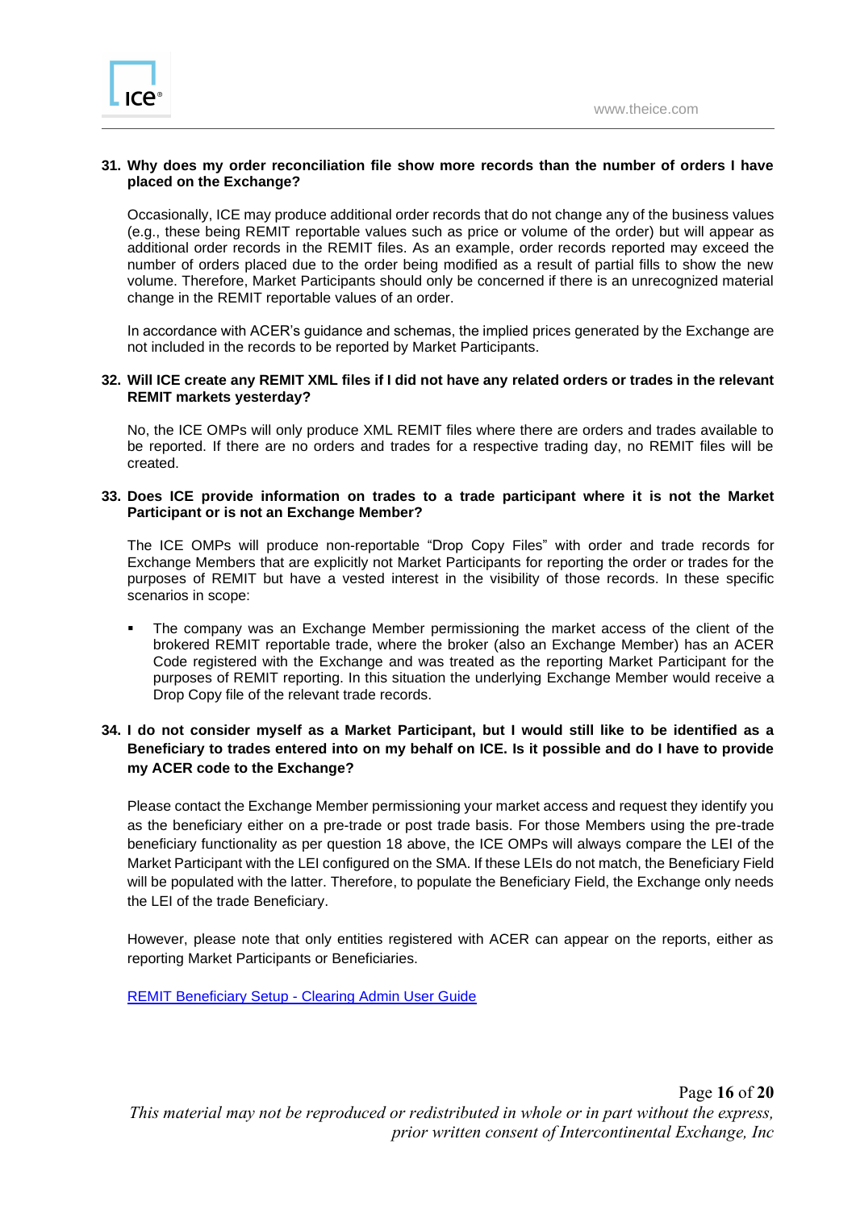**31. Why does my order reconciliation file show more records than the number of orders I have placed on the Exchange?**

Occasionally, ICE may produce additional order records that do not change any of the business values (e.g., these being REMIT reportable values such as price or volume of the order) but will appear as additional order records in the REMIT files. As an example, order records reported may exceed the number of orders placed due to the order being modified as a result of partial fills to show the new volume. Therefore, Market Participants should only be concerned if there is an unrecognized material change in the REMIT reportable values of an order.

In accordance with ACER's guidance and schemas, the implied prices generated by the Exchange are not included in the records to be reported by Market Participants.

**32. Will ICE create any REMIT XML files if I did not have any related orders or trades in the relevant REMIT markets yesterday?**

No, the ICE OMPs will only produce XML REMIT files where there are orders and trades available to be reported. If there are no orders and trades for a respective trading day, no REMIT files will be created.

**33. Does ICE provide information on trades to a trade participant where it is not the Market Participant or is not an Exchange Member?**

The ICE OMPs will produce non-reportable "Drop Copy Files" with order and trade records for Exchange Members that are explicitly not Market Participants for reporting the order or trades for the purposes of REMIT but have a vested interest in the visibility of those records. In these specific scenarios in scope:

- The company was an Exchange Member permissioning the market access of the client of the brokered REMIT reportable trade, where the broker (also an Exchange Member) has an ACER Code registered with the Exchange and was treated as the reporting Market Participant for the purposes of REMIT reporting. In this situation the underlying Exchange Member would receive a Drop Copy file of the relevant trade records.

**34. I do not consider myself as a Market Participant, but I would still like to be identified as a Beneficiary to trades entered into on my behalf on ICE. Is it possible and do I have to provide my ACER code to the Exchange?**

Please contact the Exchange Member permissioning your market access and request they identify you as the beneficiary either on a pre-trade or post trade basis. For those Members using the pre-trade beneficiary functionality as per question 18 above, the ICE OMPs will always compare the LEI of the Market Participant with the LEI configured on the SMA. If these LEIs do not match, the Beneficiary Field will be populated with the latter. Therefore, to populate the Beneficiary Field, the Exchange only needs the LEI of the trade Beneficiary.

However, please note that only entities registered with ACER can appear on the reports, either as reporting Market Participants or Beneficiaries.

REMIT Beneficiary Setup - Clearing Admin User Guide

*This material may not be reproduced or redistributed in whole or in part without the express, prior written consent of Intercontinental Exchange, Inc*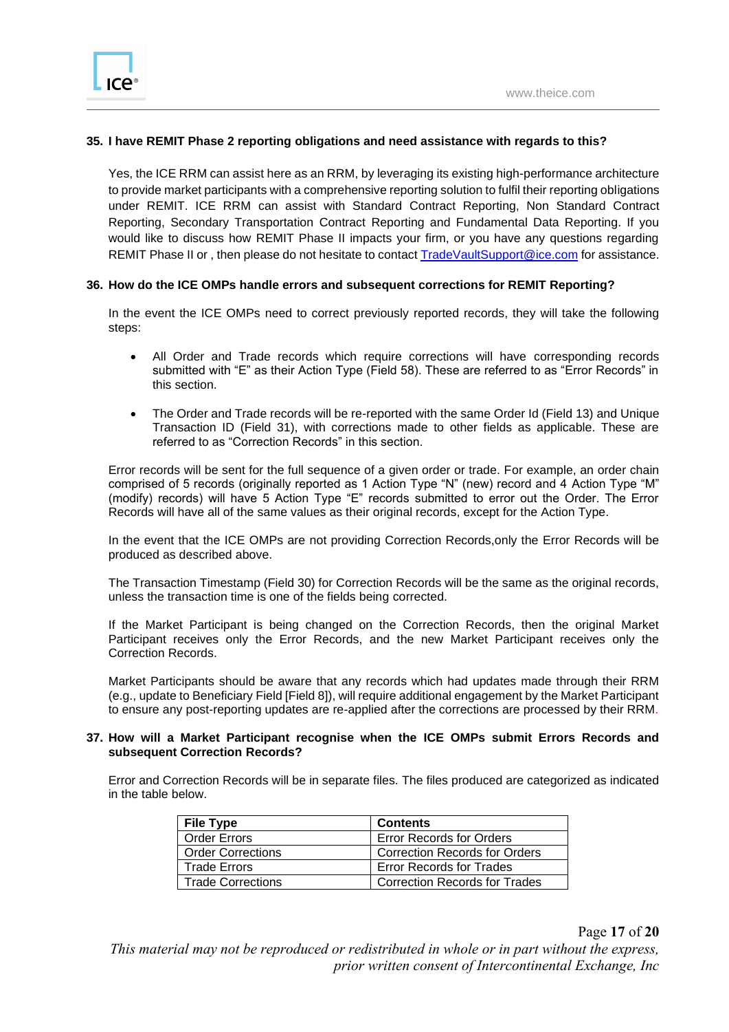**35. I have REMIT Phase 2 reporting obligations and need assistance with regards to this?**

Yes, the ICE RRM can assist here as an RRM, by leveraging its existing high-performance architecture to provide market participants with a comprehensive reporting solution to fulfil their reporting obligations under REMIT. ICE RRM can assist with Standard Contract Reporting, Non Standard Contract Reporting, Secondary Transportation Contract Reporting and Fundamental Data Reporting. If you would like to discuss how REMIT Phase II impacts your firm, or you have any questions regarding REMIT Phase II or , then please do not hesitate to contact TradeVaultSupport@ice.com for assistance.

**36. How do the ICE OMPs handle errors and subsequent corrections for REMIT Reporting?**

In the event the ICE OMPs need to correct previously reported records, they will take the following steps:

- All Order and Trade records which require corrections will have corresponding records submitted with "E" as their Action Type (Field 58). These are referred to as "Error Records" in this section.
- The Order and Trade records will be re-reported with the same Order Id (Field 13) and Unique Transaction ID (Field 31), with corrections made to other fields as applicable. These are referred to as "Correction Records" in this section.

Error records will be sent for the full sequence of a given order or trade. For example, an order chain comprised of 5 records (originally reported as 1 Action Type "N" (new) record and 4 Action Type "M" (modify) records) will have 5 Action Type "E" records submitted to error out the Order. The Error Records will have all of the same values as their original records, except for the Action Type.

In the event that the ICE OMPs are not providing Correction Records,only the Error Records will be produced as described above.

The Transaction Timestamp (Field 30) for Correction Records will be the same as the original records, unless the transaction time is one of the fields being corrected.

If the Market Participant is being changed on the Correction Records, then the original Market Participant receives only the Error Records, and the new Market Participant receives only the Correction Records.

Market Participants should be aware that any records which had updates made through their RRM (e.g., update to Beneficiary Field [Field 8]), will require additional engagement by the Market Participant to ensure any post-reporting updates are re-applied after the corrections are processed by their RRM.

**37. How will a Market Participant recognise when the ICE OMPs submit Errors Records and subsequent Correction Records?**

Error and Correction Records will be in separate files. The files produced are categorized as indicated in the table below.

| File Type | Contents |
|---|---|
| Order Errors | Error Records for Orders |
| Order Corrections | Correction Records for Orders |
| Trade Errors | Error Records for Trades |
| Trade Corrections | Correction Records for Trades |

*This material may not be reproduced or redistributed in whole or in part without the express, prior written consent of Intercontinental Exchange, Inc*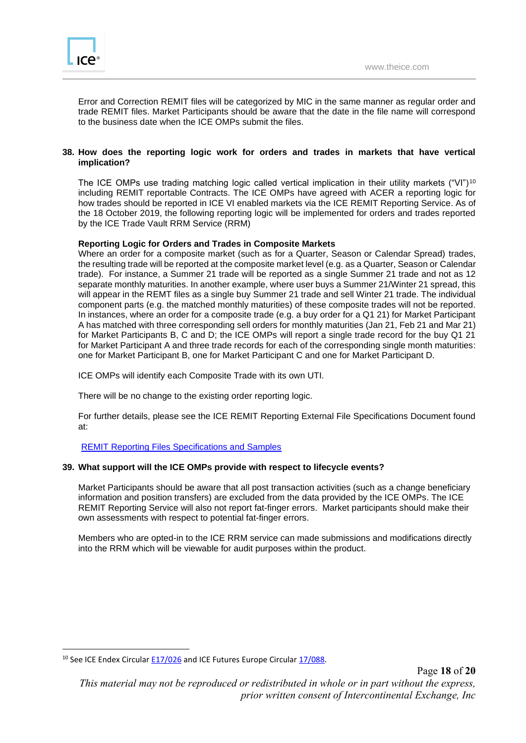Error and Correction REMIT files will be categorized by MIC in the same manner as regular order and trade REMIT files. Market Participants should be aware that the date in the file name will correspond to the business date when the ICE OMPs submit the files.

**38. How does the reporting logic work for orders and trades in markets that have vertical implication?**

The ICE OMPs use trading matching logic called vertical implication in their utility markets ("VI")[10] including REMIT reportable Contracts. The ICE OMPs have agreed with ACER a reporting logic for how trades should be reported in ICE VI enabled markets via the ICE REMIT Reporting Service. As of the 18 October 2019, the following reporting logic will be implemented for orders and trades reported by the ICE Trade Vault RRM Service (RRM)

**Reporting Logic for Orders and Trades in Composite Markets**

Where an order for a composite market (such as for a Quarter, Season or Calendar Spread) trades, the resulting trade will be reported at the composite market level (e.g. as a Quarter, Season or Calendar trade). For instance, a Summer 21 trade will be reported as a single Summer 21 trade and not as 12 separate monthly maturities. In another example, where user buys a Summer 21/Winter 21 spread, this will appear in the REMT files as a single buy Summer 21 trade and sell Winter 21 trade. The individual component parts (e.g. the matched monthly maturities) of these composite trades will not be reported. In instances, where an order for a composite trade (e.g. a buy order for a Q1 21) for Market Participant A has matched with three corresponding sell orders for monthly maturities (Jan 21, Feb 21 and Mar 21) for Market Participants B, C and D; the ICE OMPs will report a single trade record for the buy Q1 21 for Market Participant A and three trade records for each of the corresponding single month maturities: one for Market Participant B, one for Market Participant C and one for Market Participant D.

ICE OMPs will identify each Composite Trade with its own UTI.

There will be no change to the existing order reporting logic.

For further details, please see the ICE REMIT Reporting External File Specifications Document found at:

[REMIT Reporting Files Specifications and Samples]

**39. What support will the ICE OMPs provide with respect to lifecycle events?**

Market Participants should be aware that all post transaction activities (such as a change beneficiary information and position transfers) are excluded from the data provided by the ICE OMPs. The ICE REMIT Reporting Service will also not report fat-finger errors. Market participants should make their own assessments with respect to potential fat-finger errors.

Members who are opted-in to the ICE RRM service can made submissions and modifications directly into the RRM which will be viewable for audit purposes within the product.

---

[10] See ICE Endex Circular E17/026 and ICE Futures Europe Circular 17/088.

*This material may not be reproduced or redistributed in whole or in part without the express, prior written consent of Intercontinental Exchange, Inc*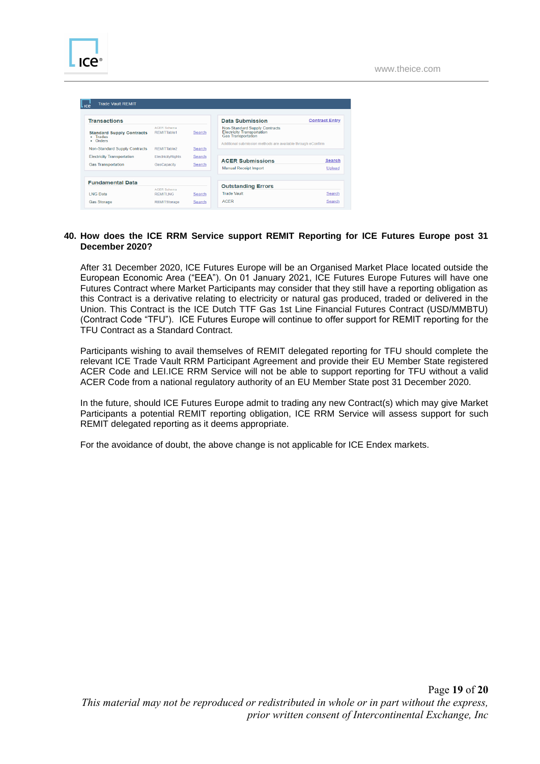| Transactions | ACER Schema | |
|---|---|---|
| Standard Supply Contracts<br>• Trades<br>• Orders | REMITTable1 | Search |
| Non-Standard Supply Contracts | REMITTable2 | Search |
| Electricity Transportation | ElectricityRights | Search |
| Gas Transportation | GasCapacity | Search |

| Fundamental Data | ACER Schema | |
|---|---|---|
| LNG Data | REMITLNG | Search |
| Gas Storage | REMITStorage | Search |

**Data Submission** — Contract Entry
Non-Standard Supply Contracts
Electricity Transportation
Gas Transportation
Additional submission methods are available through eConfirm

**ACER Submissions** — Search
Manual Receipt Import — Upload

**Outstanding Errors**
Trade Vault — Search
ACER — Search

## 40. How does the ICE RRM Service support REMIT Reporting for ICE Futures Europe post 31 December 2020?

After 31 December 2020, ICE Futures Europe will be an Organised Market Place located outside the European Economic Area ("EEA"). On 01 January 2021, ICE Futures Europe Futures will have one Futures Contract where Market Participants may consider that they still have a reporting obligation as this Contract is a derivative relating to electricity or natural gas produced, traded or delivered in the Union. This Contract is the ICE Dutch TTF Gas 1st Line Financial Futures Contract (USD/MMBTU) (Contract Code "TFU"). ICE Futures Europe will continue to offer support for REMIT reporting for the TFU Contract as a Standard Contract.

Participants wishing to avail themselves of REMIT delegated reporting for TFU should complete the relevant ICE Trade Vault RRM Participant Agreement and provide their EU Member State registered ACER Code and LEI.ICE RRM Service will not be able to support reporting for TFU without a valid ACER Code from a national regulatory authority of an EU Member State post 31 December 2020.

In the future, should ICE Futures Europe admit to trading any new Contract(s) which may give Market Participants a potential REMIT reporting obligation, ICE RRM Service will assess support for such REMIT delegated reporting as it deems appropriate.

For the avoidance of doubt, the above change is not applicable for ICE Endex markets.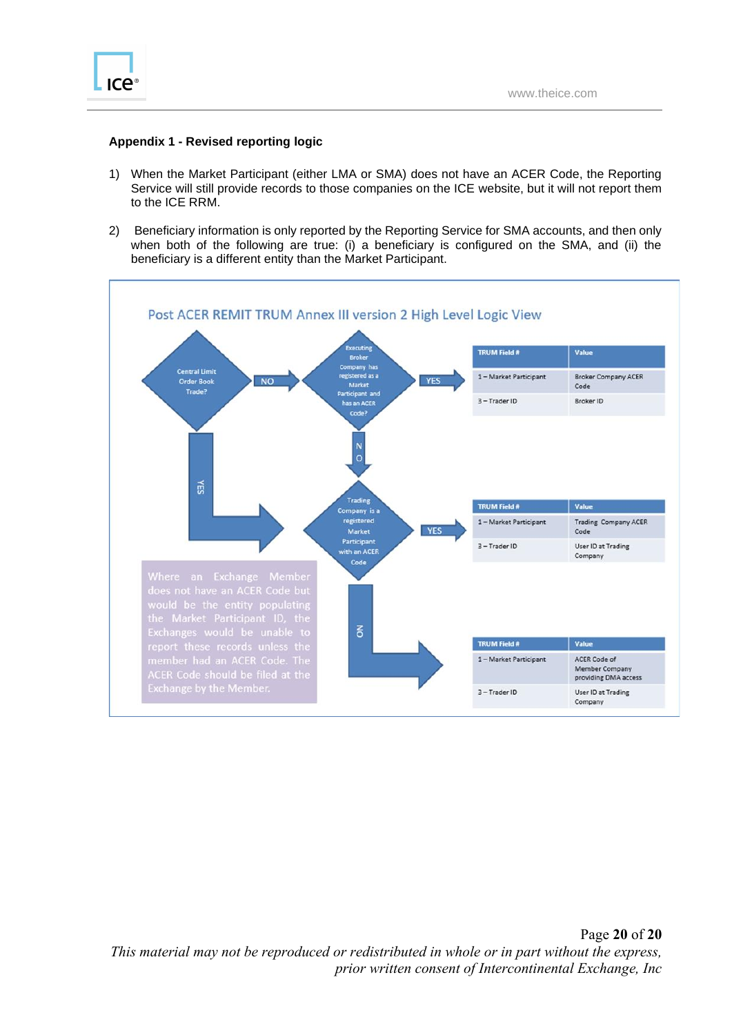### Appendix 1 - Revised reporting logic

1) When the Market Participant (either LMA or SMA) does not have an ACER Code, the Reporting Service will still provide records to those companies on the ICE website, but it will not report them to the ICE RRM.

2) Beneficiary information is only reported by the Reporting Service for SMA accounts, and then only when both of the following are true: (i) a beneficiary is configured on the SMA, and (ii) the beneficiary is a different entity than the Market Participant.

Post ACER REMIT TRUM Annex III version 2 High Level Logic View

Central Limit Order Book Trade?

NO

Executing Broker Company has registered as a Market Participant and has an ACER Code?

YES

| TRUM Field # | Value |
|---|---|
| 1 – Market Participant | Broker Company ACER Code |
| 3 – Trader ID | Broker ID |

NO

YES

Trading Company is a registered Market Participant with an ACER Code

YES

| TRUM Field # | Value |
|---|---|
| 1 – Market Participant | Trading Company ACER Code |
| 3 – Trader ID | User ID at Trading Company |

NO

| TRUM Field # | Value |
|---|---|
| 1 – Market Participant | ACER Code of Member Company providing DMA access |
| 3 – Trader ID | User ID at Trading Company |

Where an Exchange Member does not have an ACER Code but would be the entity populating the Market Participant ID, the Exchanges would be unable to report these records unless the member had an ACER Code. The ACER Code should be filed at the Exchange by the Member.

*This material may not be reproduced or redistributed in whole or in part without the express, prior written consent of Intercontinental Exchange, Inc*